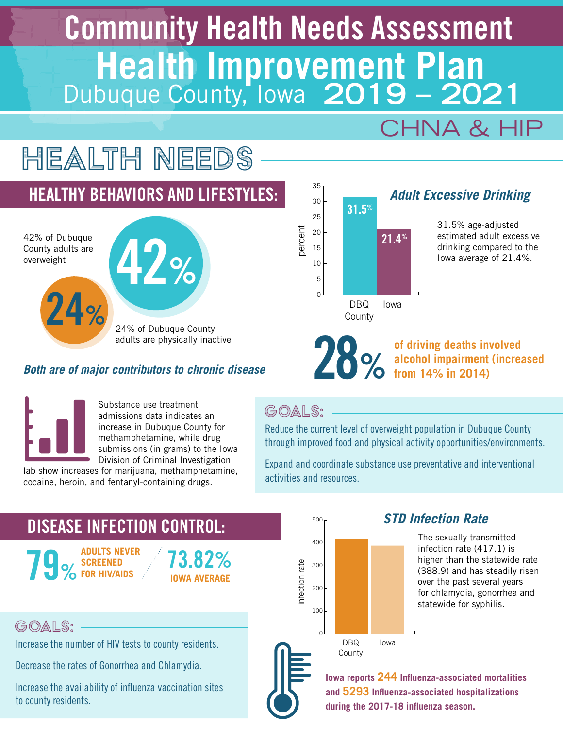# Community Health Needs Assessment

# Health Improvement Plan

## Dubuque County, Iowa 2019 – 2021

CHNA & HIP

# HEALTH NEEDS

## HEALTHY BEHAVIORS AND LIFESTYLES:

**42%**

42% of Dubuque County adults are overweight

**24%**

24% of Dubuque County adults are physically inactive

***Both are of major contributors to chronic disease***

### *Adult Excessive Drinking*

| | DBQ County | Iowa |
|---|---|---|
| percent | 31.5% | 21.4% |

31.5% age-adjusted estimated adult excessive drinking compared to the Iowa average of 21.4%.

**28%** **of driving deaths involved alcohol impairment (increased from 14% in 2014)**

Substance use treatment admissions data indicates an increase in Dubuque County for methamphetamine, while drug submissions (in grams) to the Iowa Division of Criminal Investigation lab show increases for marijuana, methamphetamine, cocaine, heroin, and fentanyl-containing drugs.

### GOALS:

Reduce the current level of overweight population in Dubuque County through improved food and physical activity opportunities/environments.

Expand and coordinate substance use preventative and interventional activities and resources.

## DISEASE INFECTION CONTROL:

**79%** **ADULTS NEVER SCREENED FOR HIV/AIDS**

**73.82%** **IOWA AVERAGE**

### *STD Infection Rate*

| | DBQ County | Iowa |
|---|---|---|
| infection rate | 417.1 | 388.9 |

The sexually transmitted infection rate (417.1) is higher than the statewide rate (388.9) and has steadily risen over the past several years for chlamydia, gonorrhea and statewide for syphilis.

### GOALS:

Increase the number of HIV tests to county residents.

Decrease the rates of Gonorrhea and Chlamydia.

Increase the availability of influenza vaccination sites to county residents.

**Iowa reports 244 Influenza-associated mortalities and 5293 Influenza-associated hospitalizations during the 2017-18 influenza season.**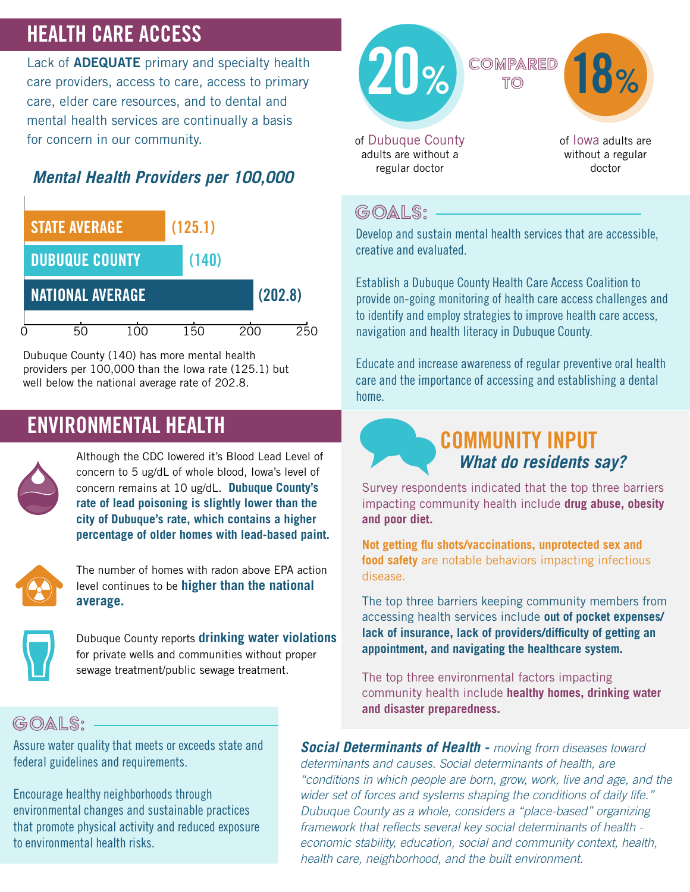## HEALTH CARE ACCESS

Lack of **ADEQUATE** primary and specialty health care providers, access to care, access to primary care, elder care resources, and to dental and mental health services are continually a basis for concern in our community.

### *Mental Health Providers per 100,000*

STATE AVERAGE (125.1)
DUBUQUE COUNTY (140)
NATIONAL AVERAGE (202.8)
0 50 100 150 200 250

Dubuque County (140) has more mental health providers per 100,000 than the Iowa rate (125.1) but well below the national average rate of 202.8.

**20%** of Dubuque County adults are without a regular doctor

COMPARED TO

**18%** of Iowa adults are without a regular doctor

### GOALS:

Develop and sustain mental health services that are accessible, creative and evaluated.

Establish a Dubuque County Health Care Access Coalition to provide on-going monitoring of health care access challenges and to identify and employ strategies to improve health care access, navigation and health literacy in Dubuque County.

Educate and increase awareness of regular preventive oral health care and the importance of accessing and establishing a dental home.

## ENVIRONMENTAL HEALTH

Although the CDC lowered it's Blood Lead Level of concern to 5 ug/dL of whole blood, Iowa's level of concern remains at 10 ug/dL. **Dubuque County's rate of lead poisoning is slightly lower than the city of Dubuque's rate, which contains a higher percentage of older homes with lead-based paint.**

The number of homes with radon above EPA action level continues to be **higher than the national average.**

Dubuque County reports **drinking water violations** for private wells and communities without proper sewage treatment/public sewage treatment.

### GOALS:

Assure water quality that meets or exceeds state and federal guidelines and requirements.

Encourage healthy neighborhoods through environmental changes and sustainable practices that promote physical activity and reduced exposure to environmental health risks.

## COMMUNITY INPUT

### *What do residents say?*

Survey respondents indicated that the top three barriers impacting community health include **drug abuse, obesity and poor diet.**

**Not getting flu shots/vaccinations, unprotected sex and food safety** are notable behaviors impacting infectious disease.

The top three barriers keeping community members from accessing health services include **out of pocket expenses/ lack of insurance, lack of providers/difficulty of getting an appointment, and navigating the healthcare system.**

The top three environmental factors impacting community health include **healthy homes, drinking water and disaster preparedness.**

***Social Determinants of Health -*** *moving from diseases toward determinants and causes. Social determinants of health, are "conditions in which people are born, grow, work, live and age, and the wider set of forces and systems shaping the conditions of daily life." Dubuque County as a whole, considers a "place-based" organizing framework that reflects several key social determinants of health - economic stability, education, social and community context, health, health care, neighborhood, and the built environment.*